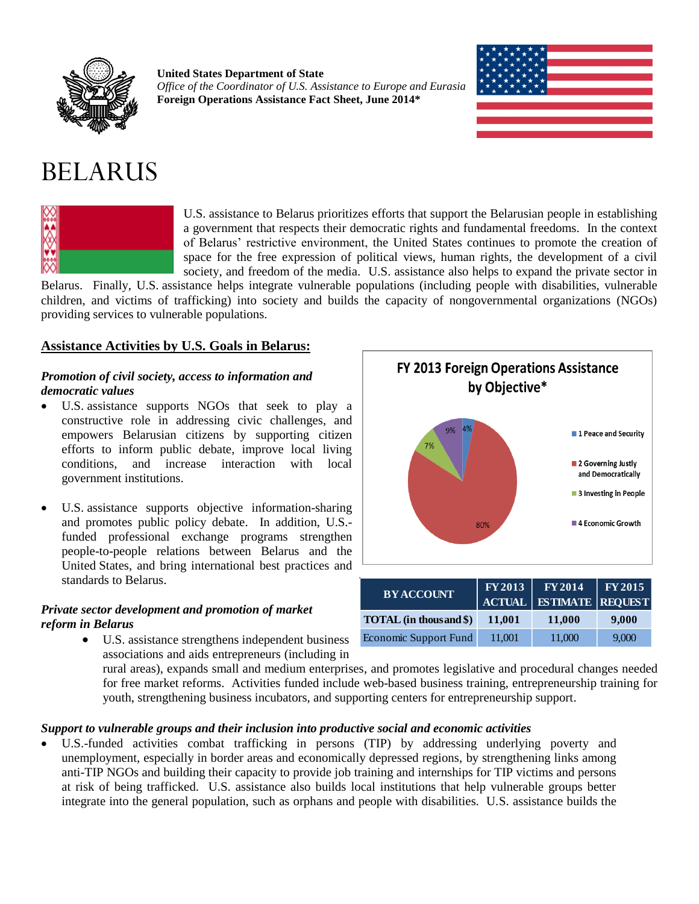**United States Department of State**
*Office of the Coordinator of U.S. Assistance to Europe and Eurasia*
**Foreign Operations Assistance Fact Sheet, June 2014\***

# BELARUS

U.S. assistance to Belarus prioritizes efforts that support the Belarusian people in establishing a government that respects their democratic rights and fundamental freedoms. In the context of Belarus' restrictive environment, the United States continues to promote the creation of space for the free expression of political views, human rights, the development of a civil society, and freedom of the media. U.S. assistance also helps to expand the private sector in Belarus. Finally, U.S. assistance helps integrate vulnerable populations (including people with disabilities, vulnerable children, and victims of trafficking) into society and builds the capacity of nongovernmental organizations (NGOs) providing services to vulnerable populations.

## Assistance Activities by U.S. Goals in Belarus:

**FY 2013 Foreign Operations Assistance by Objective\***

- 1 Peace and Security: 4%
- 2 Governing Justly and Democratically: 80%
- 3 Investing in People: 7%
- 4 Economic Growth: 9%

| BY ACCOUNT | FY 2013 ACTUAL | FY 2014 ESTIMATE | FY 2015 REQUEST |
|---|---|---|---|
| **TOTAL (in thousand $)** | **11,001** | **11,000** | **9,000** |
| Economic Support Fund | 11,001 | 11,000 | 9,000 |

***Promotion of civil society, access to information and democratic values***

- U.S. assistance supports NGOs that seek to play a constructive role in addressing civic challenges, and empowers Belarusian citizens by supporting citizen efforts to inform public debate, improve local living conditions, and increase interaction with local government institutions.
- U.S. assistance supports objective information-sharing and promotes public policy debate. In addition, U.S.-funded professional exchange programs strengthen people-to-people relations between Belarus and the United States, and bring international best practices and standards to Belarus.

***Private sector development and promotion of market reform in Belarus***

- U.S. assistance strengthens independent business associations and aids entrepreneurs (including in rural areas), expands small and medium enterprises, and promotes legislative and procedural changes needed for free market reforms. Activities funded include web-based business training, entrepreneurship training for youth, strengthening business incubators, and supporting centers for entrepreneurship support.

***Support to vulnerable groups and their inclusion into productive social and economic activities***

- U.S.-funded activities combat trafficking in persons (TIP) by addressing underlying poverty and unemployment, especially in border areas and economically depressed regions, by strengthening links among anti-TIP NGOs and building their capacity to provide job training and internships for TIP victims and persons at risk of being trafficked. U.S. assistance also builds local institutions that help vulnerable groups better integrate into the general population, such as orphans and people with disabilities. U.S. assistance builds the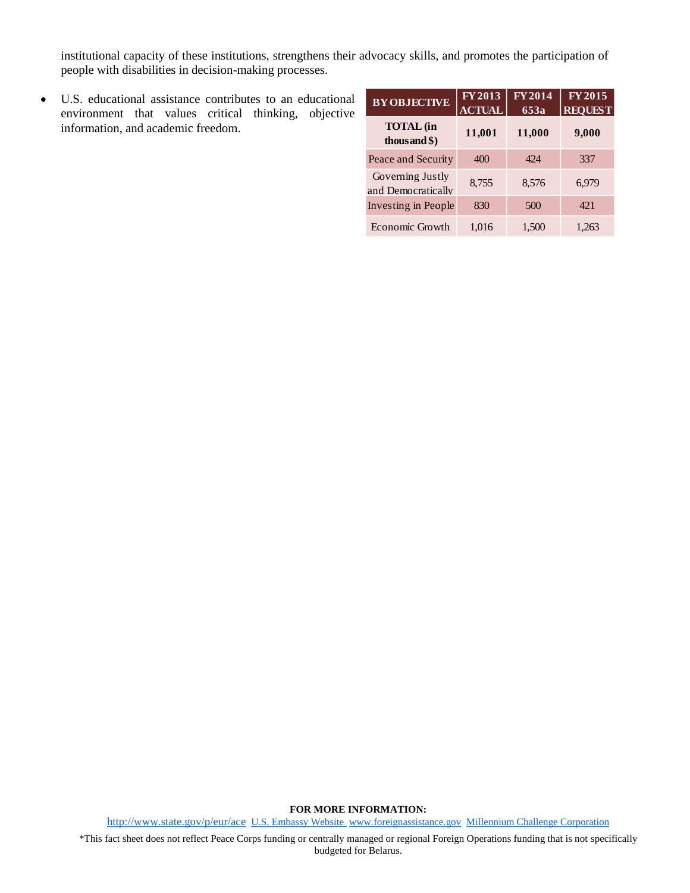institutional capacity of these institutions, strengthens their advocacy skills, and promotes the participation of people with disabilities in decision-making processes.

- U.S. educational assistance contributes to an educational environment that values critical thinking, objective information, and academic freedom.

| BY OBJECTIVE | FY 2013 ACTUAL | FY 2014 653a | FY 2015 REQUEST |
|---|---|---|---|
| **TOTAL (in thousand $)** | **11,001** | **11,000** | **9,000** |
| Peace and Security | 400 | 424 | 337 |
| Governing Justly and Democratically | 8,755 | 8,576 | 6,979 |
| Investing in People | 830 | 500 | 421 |
| Economic Growth | 1,016 | 1,500 | 1,263 |

**FOR MORE INFORMATION:**

[http://www.state.gov/p/eur/ace](http://www.state.gov/p/eur/ace) U.S. Embassy Website www.foreignassistance.gov Millennium Challenge Corporation

*This fact sheet does not reflect Peace Corps funding or centrally managed or regional Foreign Operations funding that is not specifically budgeted for Belarus.